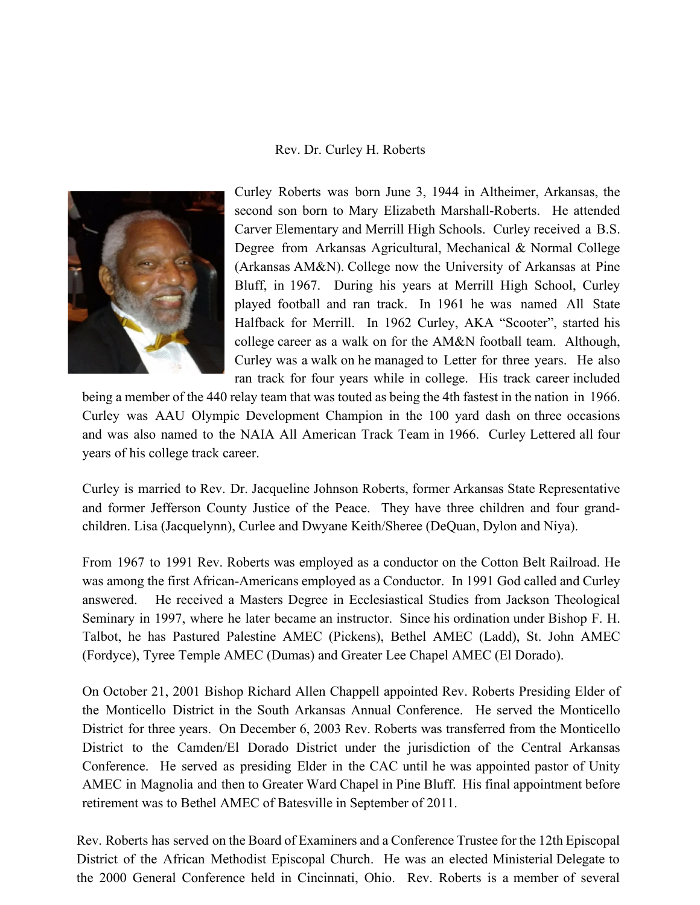# Rev. Dr. Curley H. Roberts

Curley Roberts was born June 3, 1944 in Altheimer, Arkansas, the second son born to Mary Elizabeth Marshall-Roberts. He attended Carver Elementary and Merrill High Schools. Curley received a B.S. Degree from Arkansas Agricultural, Mechanical & Normal College (Arkansas AM&N). College now the University of Arkansas at Pine Bluff, in 1967. During his years at Merrill High School, Curley played football and ran track. In 1961 he was named All State Halfback for Merrill. In 1962 Curley, AKA "Scooter", started his college career as a walk on for the AM&N football team. Although, Curley was a walk on he managed to Letter for three years. He also ran track for four years while in college. His track career included being a member of the 440 relay team that was touted as being the 4th fastest in the nation in 1966. Curley was AAU Olympic Development Champion in the 100 yard dash on three occasions and was also named to the NAIA All American Track Team in 1966. Curley Lettered all four years of his college track career.

Curley is married to Rev. Dr. Jacqueline Johnson Roberts, former Arkansas State Representative and former Jefferson County Justice of the Peace. They have three children and four grand-children. Lisa (Jacquelynn), Curlee and Dwyane Keith/Sheree (DeQuan, Dylon and Niya).

From 1967 to 1991 Rev. Roberts was employed as a conductor on the Cotton Belt Railroad. He was among the first African-Americans employed as a Conductor. In 1991 God called and Curley answered. He received a Masters Degree in Ecclesiastical Studies from Jackson Theological Seminary in 1997, where he later became an instructor. Since his ordination under Bishop F. H. Talbot, he has Pastured Palestine AMEC (Pickens), Bethel AMEC (Ladd), St. John AMEC (Fordyce), Tyree Temple AMEC (Dumas) and Greater Lee Chapel AMEC (El Dorado).

On October 21, 2001 Bishop Richard Allen Chappell appointed Rev. Roberts Presiding Elder of the Monticello District in the South Arkansas Annual Conference. He served the Monticello District for three years. On December 6, 2003 Rev. Roberts was transferred from the Monticello District to the Camden/El Dorado District under the jurisdiction of the Central Arkansas Conference. He served as presiding Elder in the CAC until he was appointed pastor of Unity AMEC in Magnolia and then to Greater Ward Chapel in Pine Bluff. His final appointment before retirement was to Bethel AMEC of Batesville in September of 2011.

Rev. Roberts has served on the Board of Examiners and a Conference Trustee for the 12th Episcopal District of the African Methodist Episcopal Church. He was an elected Ministerial Delegate to the 2000 General Conference held in Cincinnati, Ohio. Rev. Roberts is a member of several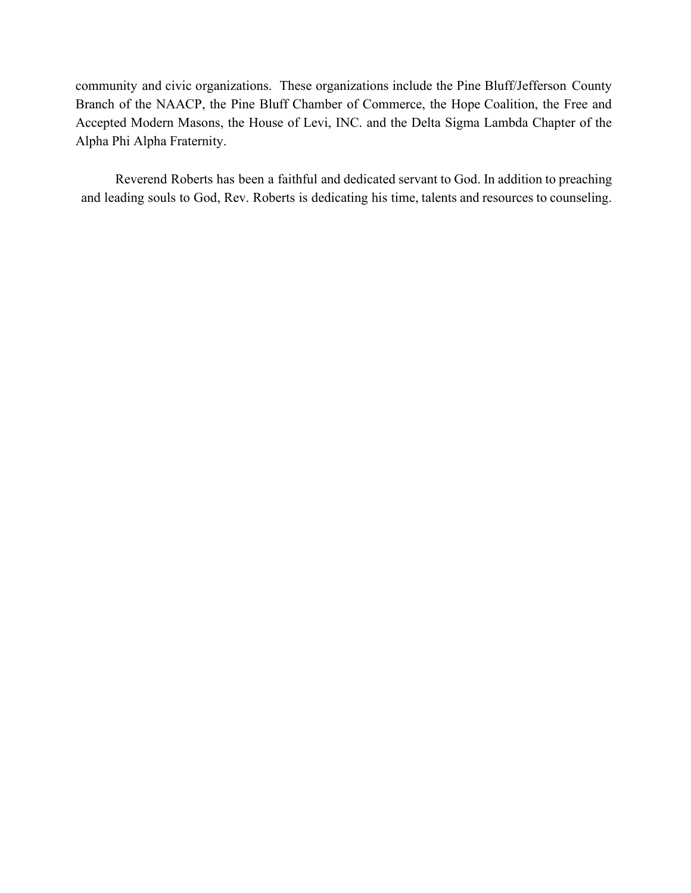community and civic organizations. These organizations include the Pine Bluff/Jefferson County Branch of the NAACP, the Pine Bluff Chamber of Commerce, the Hope Coalition, the Free and Accepted Modern Masons, the House of Levi, INC. and the Delta Sigma Lambda Chapter of the Alpha Phi Alpha Fraternity.

Reverend Roberts has been a faithful and dedicated servant to God. In addition to preaching and leading souls to God, Rev. Roberts is dedicating his time, talents and resources to counseling.